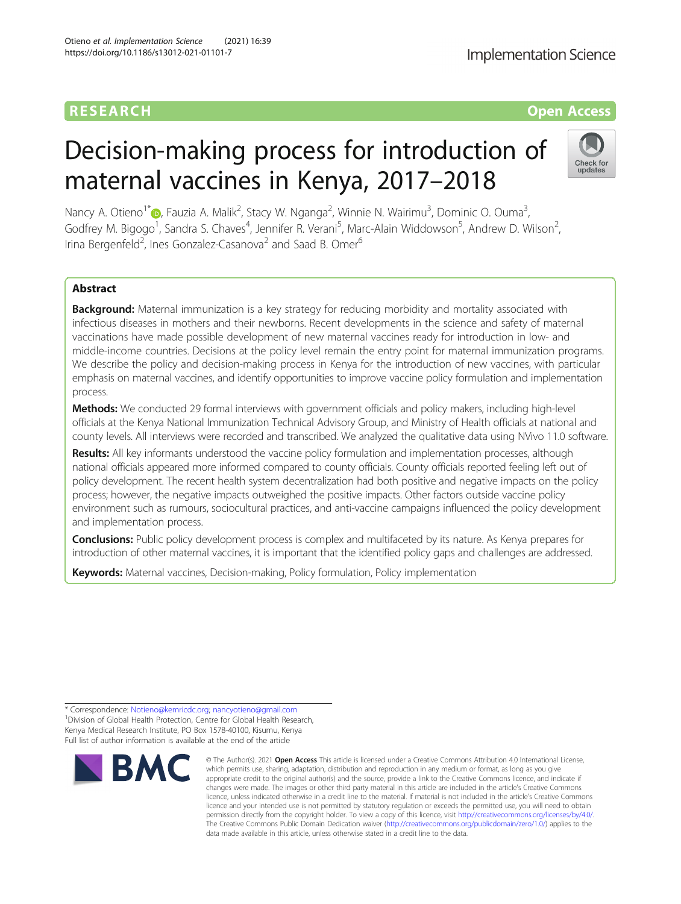RESEARCH

Open Access

# Decision-making process for introduction of maternal vaccines in Kenya, 2017–2018

Nancy A. Otieno[1*], Fauzia A. Malik[2], Stacy W. Nganga[2], Winnie N. Wairimu[3], Dominic O. Ouma[3], Godfrey M. Bigogo[1], Sandra S. Chaves[4], Jennifer R. Verani[5], Marc-Alain Widdowson[5], Andrew D. Wilson[2], Irina Bergenfeld[2], Ines Gonzalez-Casanova[2] and Saad B. Omer[6]

## Abstract

**Background:** Maternal immunization is a key strategy for reducing morbidity and mortality associated with infectious diseases in mothers and their newborns. Recent developments in the science and safety of maternal vaccinations have made possible development of new maternal vaccines ready for introduction in low- and middle-income countries. Decisions at the policy level remain the entry point for maternal immunization programs. We describe the policy and decision-making process in Kenya for the introduction of new vaccines, with particular emphasis on maternal vaccines, and identify opportunities to improve vaccine policy formulation and implementation process.

**Methods:** We conducted 29 formal interviews with government officials and policy makers, including high-level officials at the Kenya National Immunization Technical Advisory Group, and Ministry of Health officials at national and county levels. All interviews were recorded and transcribed. We analyzed the qualitative data using NVivo 11.0 software.

**Results:** All key informants understood the vaccine policy formulation and implementation processes, although national officials appeared more informed compared to county officials. County officials reported feeling left out of policy development. The recent health system decentralization had both positive and negative impacts on the policy process; however, the negative impacts outweighed the positive impacts. Other factors outside vaccine policy environment such as rumours, sociocultural practices, and anti-vaccine campaigns influenced the policy development and implementation process.

**Conclusions:** Public policy development process is complex and multifaceted by its nature. As Kenya prepares for introduction of other maternal vaccines, it is important that the identified policy gaps and challenges are addressed.

**Keywords:** Maternal vaccines, Decision-making, Policy formulation, Policy implementation

* Correspondence: Notieno@kemricdc.org; nancyotieno@gmail.com
[1]Division of Global Health Protection, Centre for Global Health Research, Kenya Medical Research Institute, PO Box 1578-40100, Kisumu, Kenya
Full list of author information is available at the end of the article

© The Author(s). 2021 **Open Access** This article is licensed under a Creative Commons Attribution 4.0 International License, which permits use, sharing, adaptation, distribution and reproduction in any medium or format, as long as you give appropriate credit to the original author(s) and the source, provide a link to the Creative Commons licence, and indicate if changes were made. The images or other third party material in this article are included in the article's Creative Commons licence, unless indicated otherwise in a credit line to the material. If material is not included in the article's Creative Commons licence and your intended use is not permitted by statutory regulation or exceeds the permitted use, you will need to obtain permission directly from the copyright holder. To view a copy of this licence, visit http://creativecommons.org/licenses/by/4.0/. The Creative Commons Public Domain Dedication waiver (http://creativecommons.org/publicdomain/zero/1.0/) applies to the data made available in this article, unless otherwise stated in a credit line to the data.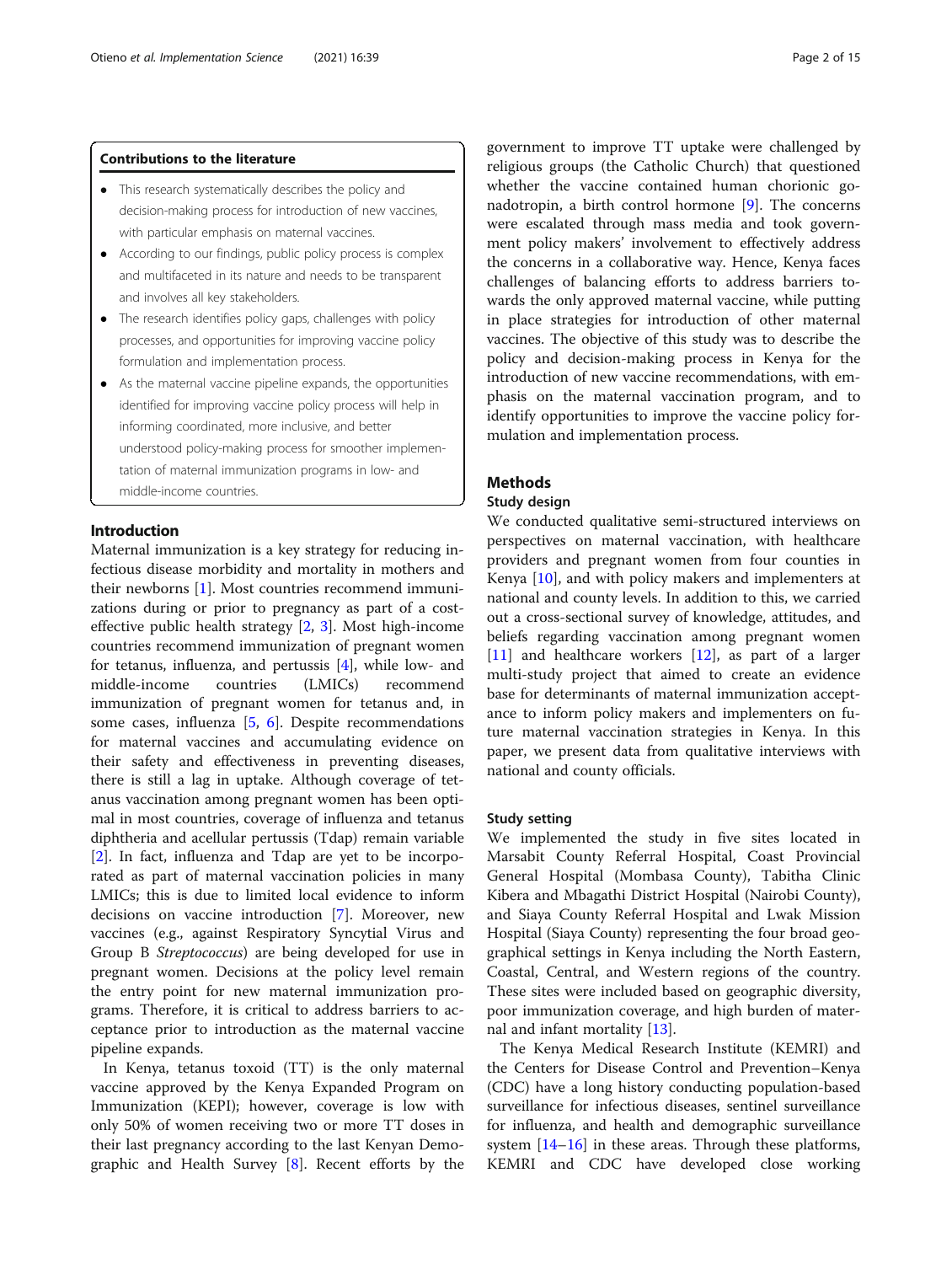**Contributions to the literature**

- This research systematically describes the policy and decision-making process for introduction of new vaccines, with particular emphasis on maternal vaccines.
- According to our findings, public policy process is complex and multifaceted in its nature and needs to be transparent and involves all key stakeholders.
- The research identifies policy gaps, challenges with policy processes, and opportunities for improving vaccine policy formulation and implementation process.
- As the maternal vaccine pipeline expands, the opportunities identified for improving vaccine policy process will help in informing coordinated, more inclusive, and better understood policy-making process for smoother implementation of maternal immunization programs in low- and middle-income countries.

## Introduction

Maternal immunization is a key strategy for reducing infectious disease morbidity and mortality in mothers and their newborns [1]. Most countries recommend immunizations during or prior to pregnancy as part of a cost-effective public health strategy [2, 3]. Most high-income countries recommend immunization of pregnant women for tetanus, influenza, and pertussis [4], while low- and middle-income countries (LMICs) recommend immunization of pregnant women for tetanus and, in some cases, influenza [5, 6]. Despite recommendations for maternal vaccines and accumulating evidence on their safety and effectiveness in preventing diseases, there is still a lag in uptake. Although coverage of tetanus vaccination among pregnant women has been optimal in most countries, coverage of influenza and tetanus diphtheria and acellular pertussis (Tdap) remain variable [2]. In fact, influenza and Tdap are yet to be incorporated as part of maternal vaccination policies in many LMICs; this is due to limited local evidence to inform decisions on vaccine introduction [7]. Moreover, new vaccines (e.g., against Respiratory Syncytial Virus and Group B *Streptococcus*) are being developed for use in pregnant women. Decisions at the policy level remain the entry point for new maternal immunization programs. Therefore, it is critical to address barriers to acceptance prior to introduction as the maternal vaccine pipeline expands.

In Kenya, tetanus toxoid (TT) is the only maternal vaccine approved by the Kenya Expanded Program on Immunization (KEPI); however, coverage is low with only 50% of women receiving two or more TT doses in their last pregnancy according to the last Kenyan Demographic and Health Survey [8]. Recent efforts by the government to improve TT uptake were challenged by religious groups (the Catholic Church) that questioned whether the vaccine contained human chorionic gonadotropin, a birth control hormone [9]. The concerns were escalated through mass media and took government policy makers' involvement to effectively address the concerns in a collaborative way. Hence, Kenya faces challenges of balancing efforts to address barriers towards the only approved maternal vaccine, while putting in place strategies for introduction of other maternal vaccines. The objective of this study was to describe the policy and decision-making process in Kenya for the introduction of new vaccine recommendations, with emphasis on the maternal vaccination program, and to identify opportunities to improve the vaccine policy formulation and implementation process.

## Methods

### Study design

We conducted qualitative semi-structured interviews on perspectives on maternal vaccination, with healthcare providers and pregnant women from four counties in Kenya [10], and with policy makers and implementers at national and county levels. In addition to this, we carried out a cross-sectional survey of knowledge, attitudes, and beliefs regarding vaccination among pregnant women [11] and healthcare workers [12], as part of a larger multi-study project that aimed to create an evidence base for determinants of maternal immunization acceptance to inform policy makers and implementers on future maternal vaccination strategies in Kenya. In this paper, we present data from qualitative interviews with national and county officials.

### Study setting

We implemented the study in five sites located in Marsabit County Referral Hospital, Coast Provincial General Hospital (Mombasa County), Tabitha Clinic Kibera and Mbagathi District Hospital (Nairobi County), and Siaya County Referral Hospital and Lwak Mission Hospital (Siaya County) representing the four broad geographical settings in Kenya including the North Eastern, Coastal, Central, and Western regions of the country. These sites were included based on geographic diversity, poor immunization coverage, and high burden of maternal and infant mortality [13].

The Kenya Medical Research Institute (KEMRI) and the Centers for Disease Control and Prevention–Kenya (CDC) have a long history conducting population-based surveillance for infectious diseases, sentinel surveillance for influenza, and health and demographic surveillance system [14–16] in these areas. Through these platforms, KEMRI and CDC have developed close working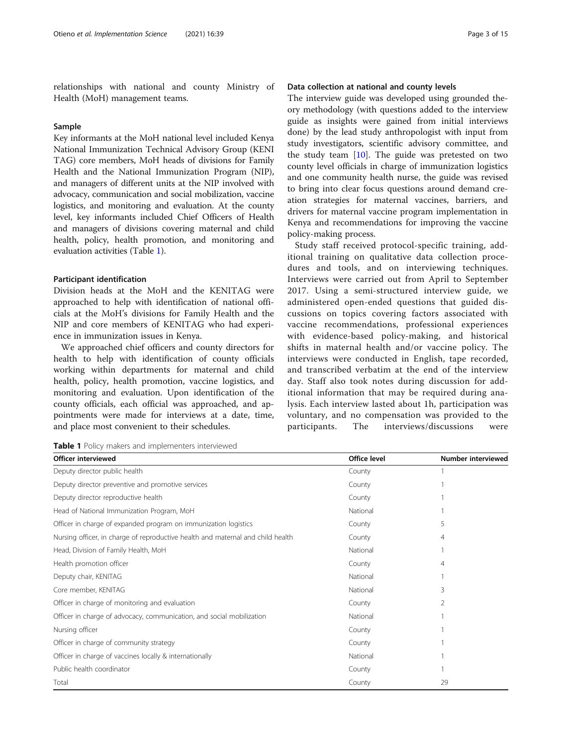relationships with national and county Ministry of Health (MoH) management teams.

### Sample

Key informants at the MoH national level included Kenya National Immunization Technical Advisory Group (KENI TAG) core members, MoH heads of divisions for Family Health and the National Immunization Program (NIP), and managers of different units at the NIP involved with advocacy, communication and social mobilization, vaccine logistics, and monitoring and evaluation. At the county level, key informants included Chief Officers of Health and managers of divisions covering maternal and child health, policy, health promotion, and monitoring and evaluation activities (Table 1).

### Participant identification

Division heads at the MoH and the KENITAG were approached to help with identification of national officials at the MoH's divisions for Family Health and the NIP and core members of KENITAG who had experience in immunization issues in Kenya.

We approached chief officers and county directors for health to help with identification of county officials working within departments for maternal and child health, policy, health promotion, vaccine logistics, and monitoring and evaluation. Upon identification of the county officials, each official was approached, and appointments were made for interviews at a date, time, and place most convenient to their schedules.

### Data collection at national and county levels

The interview guide was developed using grounded theory methodology (with questions added to the interview guide as insights were gained from initial interviews done) by the lead study anthropologist with input from study investigators, scientific advisory committee, and the study team [10]. The guide was pretested on two county level officials in charge of immunization logistics and one community health nurse, the guide was revised to bring into clear focus questions around demand creation strategies for maternal vaccines, barriers, and drivers for maternal vaccine program implementation in Kenya and recommendations for improving the vaccine policy-making process.

Study staff received protocol-specific training, additional training on qualitative data collection procedures and tools, and on interviewing techniques. Interviews were carried out from April to September 2017. Using a semi-structured interview guide, we administered open-ended questions that guided discussions on topics covering factors associated with vaccine recommendations, professional experiences with evidence-based policy-making, and historical shifts in maternal health and/or vaccine policy. The interviews were conducted in English, tape recorded, and transcribed verbatim at the end of the interview day. Staff also took notes during discussion for additional information that may be required during analysis. Each interview lasted about 1h, participation was voluntary, and no compensation was provided to the participants. The interviews/discussions were

**Table 1** Policy makers and implementers interviewed

| Officer interviewed | Office level | Number interviewed |
|---|---|---|
| Deputy director public health | County | 1 |
| Deputy director preventive and promotive services | County | 1 |
| Deputy director reproductive health | County | 1 |
| Head of National Immunization Program, MoH | National | 1 |
| Officer in charge of expanded program on immunization logistics | County | 5 |
| Nursing officer, in charge of reproductive health and maternal and child health | County | 4 |
| Head, Division of Family Health, MoH | National | 1 |
| Health promotion officer | County | 4 |
| Deputy chair, KENITAG | National | 1 |
| Core member, KENITAG | National | 3 |
| Officer in charge of monitoring and evaluation | County | 2 |
| Officer in charge of advocacy, communication, and social mobilization | National | 1 |
| Nursing officer | County | 1 |
| Officer in charge of community strategy | County | 1 |
| Officer in charge of vaccines locally & internationally | National | 1 |
| Public health coordinator | County | 1 |
| Total | County | 29 |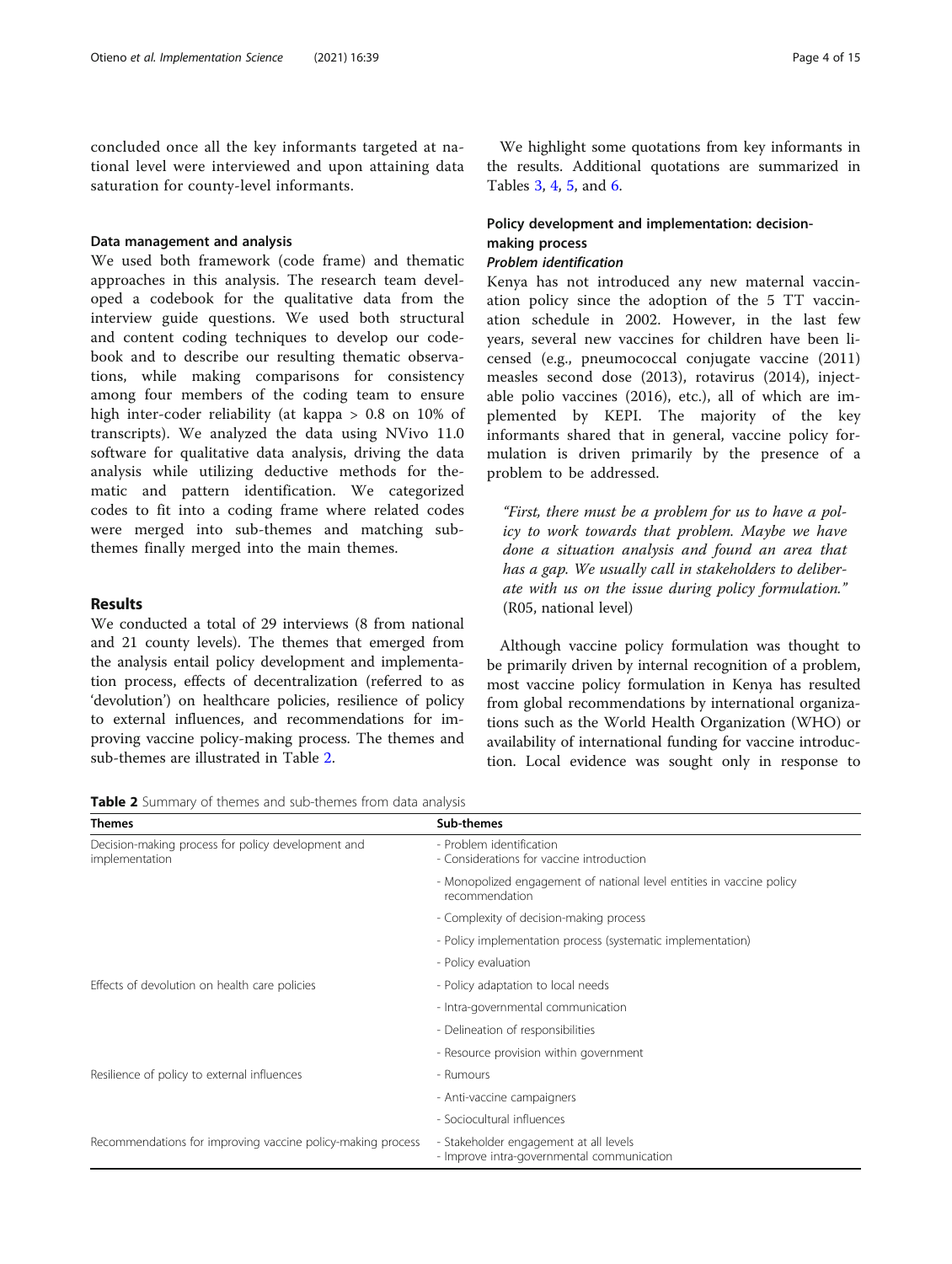concluded once all the key informants targeted at national level were interviewed and upon attaining data saturation for county-level informants.

### Data management and analysis

We used both framework (code frame) and thematic approaches in this analysis. The research team developed a codebook for the qualitative data from the interview guide questions. We used both structural and content coding techniques to develop our codebook and to describe our resulting thematic observations, while making comparisons for consistency among four members of the coding team to ensure high inter-coder reliability (at kappa > 0.8 on 10% of transcripts). We analyzed the data using NVivo 11.0 software for qualitative data analysis, driving the data analysis while utilizing deductive methods for thematic and pattern identification. We categorized codes to fit into a coding frame where related codes were merged into sub-themes and matching sub-themes finally merged into the main themes.

## Results

We conducted a total of 29 interviews (8 from national and 21 county levels). The themes that emerged from the analysis entail policy development and implementation process, effects of decentralization (referred to as 'devolution') on healthcare policies, resilience of policy to external influences, and recommendations for improving vaccine policy-making process. The themes and sub-themes are illustrated in Table 2.

We highlight some quotations from key informants in the results. Additional quotations are summarized in Tables 3, 4, 5, and 6.

### Policy development and implementation: decision-making process

#### *Problem identification*

Kenya has not introduced any new maternal vaccination policy since the adoption of the 5 TT vaccination schedule in 2002. However, in the last few years, several new vaccines for children have been licensed (e.g., pneumococcal conjugate vaccine (2011) measles second dose (2013), rotavirus (2014), injectable polio vaccines (2016), etc.), all of which are implemented by KEPI. The majority of the key informants shared that in general, vaccine policy formulation is driven primarily by the presence of a problem to be addressed.

> *"First, there must be a problem for us to have a policy to work towards that problem. Maybe we have done a situation analysis and found an area that has a gap. We usually call in stakeholders to deliberate with us on the issue during policy formulation."* (R05, national level)

Although vaccine policy formulation was thought to be primarily driven by internal recognition of a problem, most vaccine policy formulation in Kenya has resulted from global recommendations by international organizations such as the World Health Organization (WHO) or availability of international funding for vaccine introduction. Local evidence was sought only in response to

**Table 2** Summary of themes and sub-themes from data analysis

| Themes | Sub-themes |
|---|---|
| Decision-making process for policy development and implementation | - Problem identification<br>- Considerations for vaccine introduction |
| | - Monopolized engagement of national level entities in vaccine policy recommendation |
| | - Complexity of decision-making process |
| | - Policy implementation process (systematic implementation) |
| | - Policy evaluation |
| Effects of devolution on health care policies | - Policy adaptation to local needs |
| | - Intra-governmental communication |
| | - Delineation of responsibilities |
| | - Resource provision within government |
| Resilience of policy to external influences | - Rumours |
| | - Anti-vaccine campaigners |
| | - Sociocultural influences |
| Recommendations for improving vaccine policy-making process | - Stakeholder engagement at all levels<br>- Improve intra-governmental communication |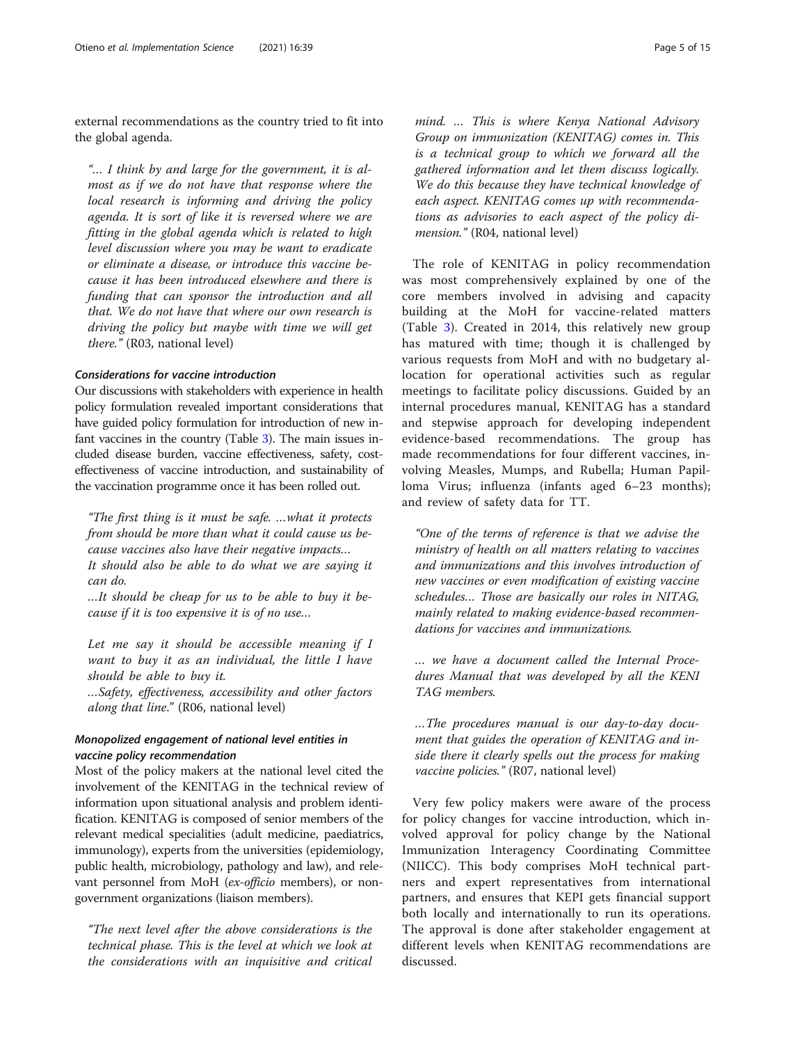external recommendations as the country tried to fit into the global agenda.

> *"… I think by and large for the government, it is almost as if we do not have that response where the local research is informing and driving the policy agenda. It is sort of like it is reversed where we are fitting in the global agenda which is related to high level discussion where you may be want to eradicate or eliminate a disease, or introduce this vaccine because it has been introduced elsewhere and there is funding that can sponsor the introduction and all that. We do not have that where our own research is driving the policy but maybe with time we will get there."* (R03, national level)

#### Considerations for vaccine introduction

Our discussions with stakeholders with experience in health policy formulation revealed important considerations that have guided policy formulation for introduction of new infant vaccines in the country (Table 3). The main issues included disease burden, vaccine effectiveness, safety, cost-effectiveness of vaccine introduction, and sustainability of the vaccination programme once it has been rolled out.

> *"The first thing is it must be safe. …what it protects from should be more than what it could cause us because vaccines also have their negative impacts…*
> *It should also be able to do what we are saying it can do.*
> *…It should be cheap for us to be able to buy it because if it is too expensive it is of no use…*
>
> *Let me say it should be accessible meaning if I want to buy it as an individual, the little I have should be able to buy it.*
> *…Safety, effectiveness, accessibility and other factors along that line."* (R06, national level)

### Monopolized engagement of national level entities in vaccine policy recommendation

Most of the policy makers at the national level cited the involvement of the KENITAG in the technical review of information upon situational analysis and problem identification. KENITAG is composed of senior members of the relevant medical specialities (adult medicine, paediatrics, immunology), experts from the universities (epidemiology, public health, microbiology, pathology and law), and relevant personnel from MoH (*ex-officio* members), or non-government organizations (liaison members).

> *"The next level after the above considerations is the technical phase. This is the level at which we look at the considerations with an inquisitive and critical mind. … This is where Kenya National Advisory Group on immunization (KENITAG) comes in. This is a technical group to which we forward all the gathered information and let them discuss logically. We do this because they have technical knowledge of each aspect. KENITAG comes up with recommendations as advisories to each aspect of the policy dimension."* (R04, national level)

The role of KENITAG in policy recommendation was most comprehensively explained by one of the core members involved in advising and capacity building at the MoH for vaccine-related matters (Table 3). Created in 2014, this relatively new group has matured with time; though it is challenged by various requests from MoH and with no budgetary allocation for operational activities such as regular meetings to facilitate policy discussions. Guided by an internal procedures manual, KENITAG has a standard and stepwise approach for developing independent evidence-based recommendations. The group has made recommendations for four different vaccines, involving Measles, Mumps, and Rubella; Human Papilloma Virus; influenza (infants aged 6–23 months); and review of safety data for TT.

> *"One of the terms of reference is that we advise the ministry of health on all matters relating to vaccines and immunizations and this involves introduction of new vaccines or even modification of existing vaccine schedules… Those are basically our roles in NITAG, mainly related to making evidence-based recommendations for vaccines and immunizations.*
>
> *… we have a document called the Internal Procedures Manual that was developed by all the KENITAG members.*
>
> *…The procedures manual is our day-to-day document that guides the operation of KENITAG and inside there it clearly spells out the process for making vaccine policies."* (R07, national level)

Very few policy makers were aware of the process for policy changes for vaccine introduction, which involved approval for policy change by the National Immunization Interagency Coordinating Committee (NIICC). This body comprises MoH technical partners and expert representatives from international partners, and ensures that KEPI gets financial support both locally and internationally to run its operations. The approval is done after stakeholder engagement at different levels when KENITAG recommendations are discussed.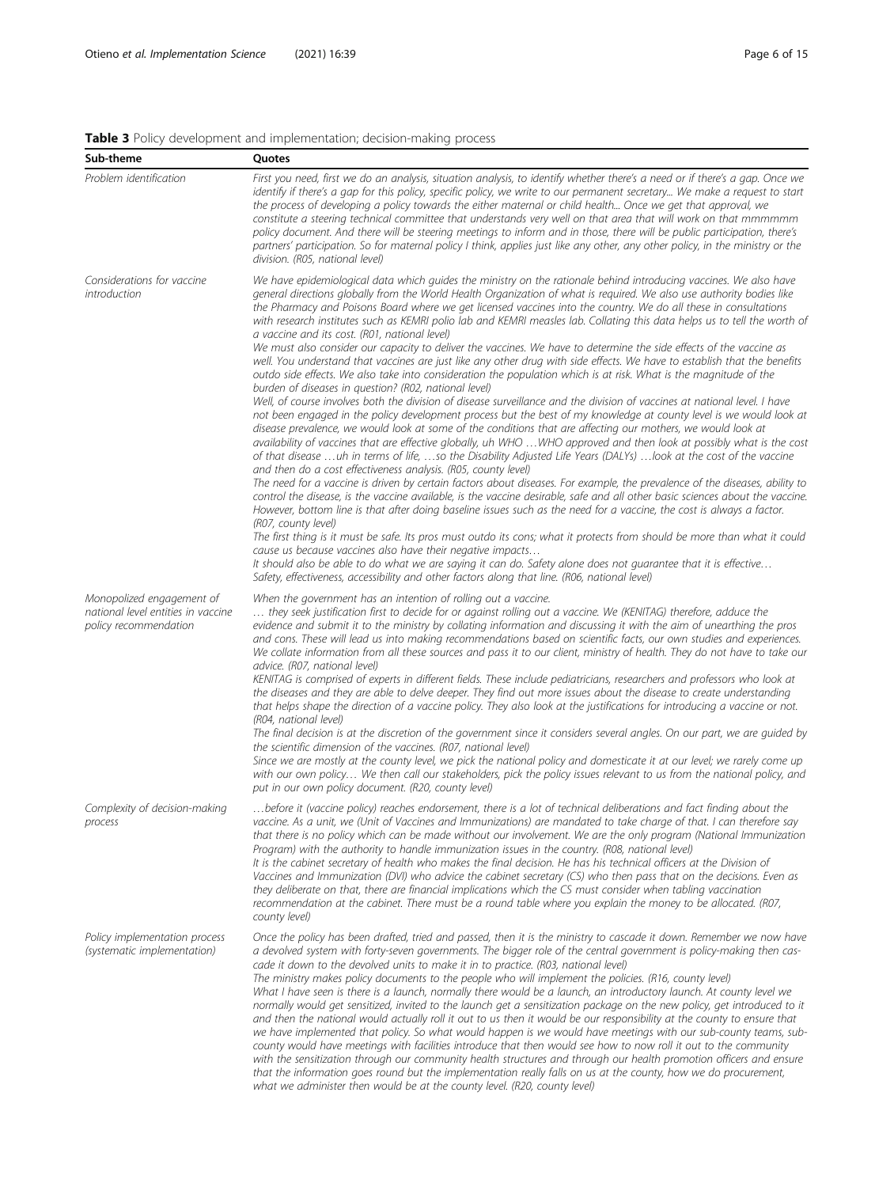**Table 3** Policy development and implementation; decision-making process

| Sub-theme | Quotes |
|---|---|
| *Problem identification* | *First you need, first we do an analysis, situation analysis, to identify whether there's a need or if there's a gap. Once we identify if there's a gap for this policy, specific policy, we write to our permanent secretary... We make a request to start the process of developing a policy towards the either maternal or child health... Once we get that approval, we constitute a steering technical committee that understands very well on that area that will work on that mmmmmm policy document. And there will be steering meetings to inform and in those, there will be public participation, there's partners' participation. So for maternal policy I think, applies just like any other, any other policy, in the ministry or the division. (R05, national level)* |
| *Considerations for vaccine introduction* | *We have epidemiological data which guides the ministry on the rationale behind introducing vaccines. We also have general directions globally from the World Health Organization of what is required. We also use authority bodies like the Pharmacy and Poisons Board where we get licensed vaccines into the country. We do all these in consultations with research institutes such as KEMRI polio lab and KEMRI measles lab. Collating this data helps us to tell the worth of a vaccine and its cost. (R01, national level)*<br>*We must also consider our capacity to deliver the vaccines. We have to determine the side effects of the vaccine as well. You understand that vaccines are just like any other drug with side effects. We have to establish that the benefits outdo side effects. We also take into consideration the population which is at risk. What is the magnitude of the burden of diseases in question? (R02, national level)*<br>*Well, of course involves both the division of disease surveillance and the division of vaccines at national level. I have not been engaged in the policy development process but the best of my knowledge at county level is we would look at disease prevalence, we would look at some of the conditions that are affecting our mothers, we would look at availability of vaccines that are effective globally, uh WHO …WHO approved and then look at possibly what is the cost of that disease …uh in terms of life, …so the Disability Adjusted Life Years (DALYs) …look at the cost of the vaccine and then do a cost effectiveness analysis. (R05, county level)*<br>*The need for a vaccine is driven by certain factors about diseases. For example, the prevalence of the diseases, ability to control the disease, is the vaccine available, is the vaccine desirable, safe and all other basic sciences about the vaccine. However, bottom line is that after doing baseline issues such as the need for a vaccine, the cost is always a factor. (R07, county level)*<br>*The first thing is it must be safe. Its pros must outdo its cons; what it protects from should be more than what it could cause us because vaccines also have their negative impacts…*<br>*It should also be able to do what we are saying it can do. Safety alone does not guarantee that it is effective…*<br>*Safety, effectiveness, accessibility and other factors along that line. (R06, national level)* |
| *Monopolized engagement of national level entities in vaccine policy recommendation* | *When the government has an intention of rolling out a vaccine.*<br>*… they seek justification first to decide for or against rolling out a vaccine. We (KENITAG) therefore, adduce the evidence and submit it to the ministry by collating information and discussing it with the aim of unearthing the pros and cons. These will lead us into making recommendations based on scientific facts, our own studies and experiences. We collate information from all these sources and pass it to our client, ministry of health. They do not have to take our advice. (R07, national level)*<br>*KENITAG is comprised of experts in different fields. These include pediatricians, researchers and professors who look at the diseases and they are able to delve deeper. They find out more issues about the disease to create understanding that helps shape the direction of a vaccine policy. They also look at the justifications for introducing a vaccine or not. (R04, national level)*<br>*The final decision is at the discretion of the government since it considers several angles. On our part, we are guided by the scientific dimension of the vaccines. (R07, national level)*<br>*Since we are mostly at the county level, we pick the national policy and domesticate it at our level; we rarely come up with our own policy… We then call our stakeholders, pick the policy issues relevant to us from the national policy, and put in our own policy document. (R20, county level)* |
| *Complexity of decision-making process* | *…before it (vaccine policy) reaches endorsement, there is a lot of technical deliberations and fact finding about the vaccine. As a unit, we (Unit of Vaccines and Immunizations) are mandated to take charge of that. I can therefore say that there is no policy which can be made without our involvement. We are the only program (National Immunization Program) with the authority to handle immunization issues in the country. (R08, national level)*<br>*It is the cabinet secretary of health who makes the final decision. He has his technical officers at the Division of Vaccines and Immunization (DVI) who advice the cabinet secretary (CS) who then pass that on the decisions. Even as they deliberate on that, there are financial implications which the CS must consider when tabling vaccination recommendation at the cabinet. There must be a round table where you explain the money to be allocated. (R07, county level)* |
| *Policy implementation process (systematic implementation)* | *Once the policy has been drafted, tried and passed, then it is the ministry to cascade it down. Remember we now have a devolved system with forty-seven governments. The bigger role of the central government is policy-making then cascade it down to the devolved units to make it in to practice. (R03, national level)*<br>*The ministry makes policy documents to the people who will implement the policies. (R16, county level)*<br>*What I have seen is there is a launch, normally there would be a launch, an introductory launch. At county level we normally would get sensitized, invited to the launch get a sensitization package on the new policy, get introduced to it and then the national would actually roll it out to us then it would be our responsibility at the county to ensure that we have implemented that policy. So what would happen is we would have meetings with our sub-county teams, sub-county would have meetings with facilities introduce that then would see how to now roll it out to the community with the sensitization through our community health structures and through our health promotion officers and ensure that the information goes round but the implementation really falls on us at the county, how we do procurement, what we administer then would be at the county level. (R20, county level)* |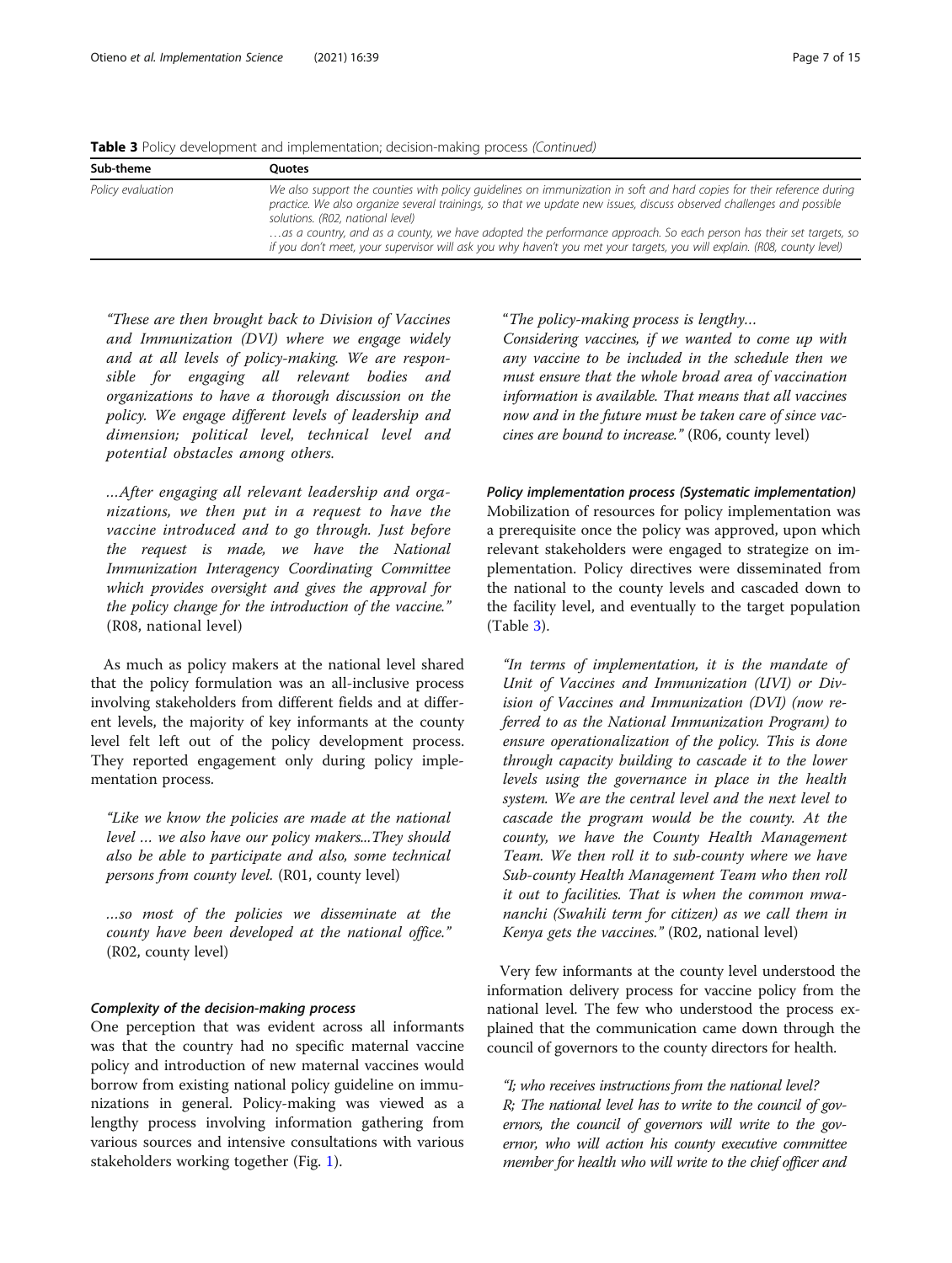**Table 3** Policy development and implementation; decision-making process *(Continued)*

| Sub-theme | Quotes |
| --- | --- |
| *Policy evaluation* | *We also support the counties with policy guidelines on immunization in soft and hard copies for their reference during practice. We also organize several trainings, so that we update new issues, discuss observed challenges and possible solutions. (R02, national level)* <br> *…as a country, and as a county, we have adopted the performance approach. So each person has their set targets, so if you don't meet, your supervisor will ask you why haven't you met your targets, you will explain. (R08, county level)* |

*"These are then brought back to Division of Vaccines and Immunization (DVI) where we engage widely and at all levels of policy-making. We are responsible for engaging all relevant bodies and organizations to have a thorough discussion on the policy. We engage different levels of leadership and dimension; political level, technical level and potential obstacles among others.*

*…After engaging all relevant leadership and organizations, we then put in a request to have the vaccine introduced and to go through. Just before the request is made, we have the National Immunization Interagency Coordinating Committee which provides oversight and gives the approval for the policy change for the introduction of the vaccine."* (R08, national level)

As much as policy makers at the national level shared that the policy formulation was an all-inclusive process involving stakeholders from different fields and at different levels, the majority of key informants at the county level felt left out of the policy development process. They reported engagement only during policy implementation process.

*"Like we know the policies are made at the national level … we also have our policy makers...They should also be able to participate and also, some technical persons from county level.* (R01, county level)

*…so most of the policies we disseminate at the county have been developed at the national office."* (R02, county level)

#### Complexity of the decision-making process

One perception that was evident across all informants was that the country had no specific maternal vaccine policy and introduction of new maternal vaccines would borrow from existing national policy guideline on immunizations in general. Policy-making was viewed as a lengthy process involving information gathering from various sources and intensive consultations with various stakeholders working together (Fig. 1).

"*The policy-making process is lengthy…*
*Considering vaccines, if we wanted to come up with any vaccine to be included in the schedule then we must ensure that the whole broad area of vaccination information is available. That means that all vaccines now and in the future must be taken care of since vaccines are bound to increase."* (R06, county level)

#### Policy implementation process (Systematic implementation)

Mobilization of resources for policy implementation was a prerequisite once the policy was approved, upon which relevant stakeholders were engaged to strategize on implementation. Policy directives were disseminated from the national to the county levels and cascaded down to the facility level, and eventually to the target population (Table 3).

*"In terms of implementation, it is the mandate of Unit of Vaccines and Immunization (UVI) or Division of Vaccines and Immunization (DVI) (now referred to as the National Immunization Program) to ensure operationalization of the policy. This is done through capacity building to cascade it to the lower levels using the governance in place in the health system. We are the central level and the next level to cascade the program would be the county. At the county, we have the County Health Management Team. We then roll it to sub-county where we have Sub-county Health Management Team who then roll it out to facilities. That is when the common mwananchi (Swahili term for citizen) as we call them in Kenya gets the vaccines."* (R02, national level)

Very few informants at the county level understood the information delivery process for vaccine policy from the national level. The few who understood the process explained that the communication came down through the council of governors to the county directors for health.

*"I; who receives instructions from the national level?*
*R; The national level has to write to the council of governors, the council of governors will write to the governor, who will action his county executive committee member for health who will write to the chief officer and*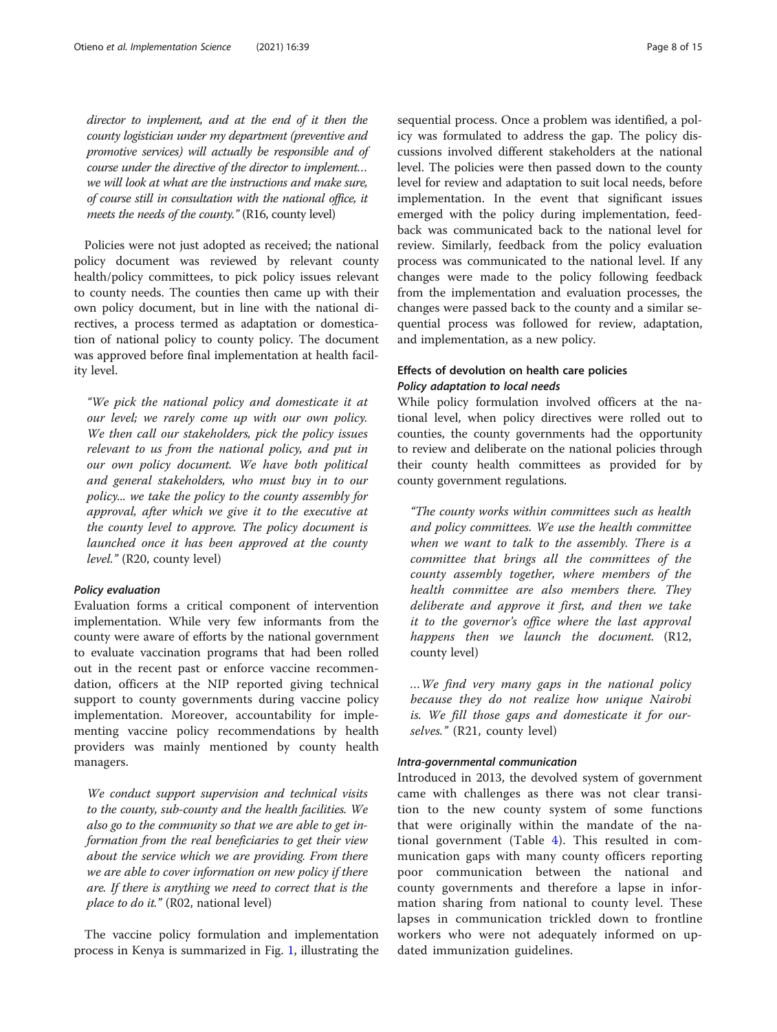*director to implement, and at the end of it then the county logistician under my department (preventive and promotive services) will actually be responsible and of course under the directive of the director to implement… we will look at what are the instructions and make sure, of course still in consultation with the national office, it meets the needs of the county."* (R16, county level)

Policies were not just adopted as received; the national policy document was reviewed by relevant county health/policy committees, to pick policy issues relevant to county needs. The counties then came up with their own policy document, but in line with the national directives, a process termed as adaptation or domestication of national policy to county policy. The document was approved before final implementation at health facility level.

> *"We pick the national policy and domesticate it at our level; we rarely come up with our own policy. We then call our stakeholders, pick the policy issues relevant to us from the national policy, and put in our own policy document. We have both political and general stakeholders, who must buy in to our policy... we take the policy to the county assembly for approval, after which we give it to the executive at the county level to approve. The policy document is launched once it has been approved at the county level."* (R20, county level)

#### *Policy evaluation*

Evaluation forms a critical component of intervention implementation. While very few informants from the county were aware of efforts by the national government to evaluate vaccination programs that had been rolled out in the recent past or enforce vaccine recommendation, officers at the NIP reported giving technical support to county governments during vaccine policy implementation. Moreover, accountability for implementing vaccine policy recommendations by health providers was mainly mentioned by county health managers.

> *We conduct support supervision and technical visits to the county, sub-county and the health facilities. We also go to the community so that we are able to get information from the real beneficiaries to get their view about the service which we are providing. From there we are able to cover information on new policy if there are. If there is anything we need to correct that is the place to do it."* (R02, national level)

The vaccine policy formulation and implementation process in Kenya is summarized in Fig. 1, illustrating the sequential process. Once a problem was identified, a policy was formulated to address the gap. The policy discussions involved different stakeholders at the national level. The policies were then passed down to the county level for review and adaptation to suit local needs, before implementation. In the event that significant issues emerged with the policy during implementation, feedback was communicated back to the national level for review. Similarly, feedback from the policy evaluation process was communicated to the national level. If any changes were made to the policy following feedback from the implementation and evaluation processes, the changes were passed back to the county and a similar sequential process was followed for review, adaptation, and implementation, as a new policy.

### Effects of devolution on health care policies

#### *Policy adaptation to local needs*

While policy formulation involved officers at the national level, when policy directives were rolled out to counties, the county governments had the opportunity to review and deliberate on the national policies through their county health committees as provided for by county government regulations.

> *"The county works within committees such as health and policy committees. We use the health committee when we want to talk to the assembly. There is a committee that brings all the committees of the county assembly together, where members of the health committee are also members there. They deliberate and approve it first, and then we take it to the governor's office where the last approval happens then we launch the document.* (R12, county level)

> *…We find very many gaps in the national policy because they do not realize how unique Nairobi is. We fill those gaps and domesticate it for ourselves."* (R21, county level)

#### *Intra-governmental communication*

Introduced in 2013, the devolved system of government came with challenges as there was not clear transition to the new county system of some functions that were originally within the mandate of the national government (Table 4). This resulted in communication gaps with many county officers reporting poor communication between the national and county governments and therefore a lapse in information sharing from national to county level. These lapses in communication trickled down to frontline workers who were not adequately informed on updated immunization guidelines.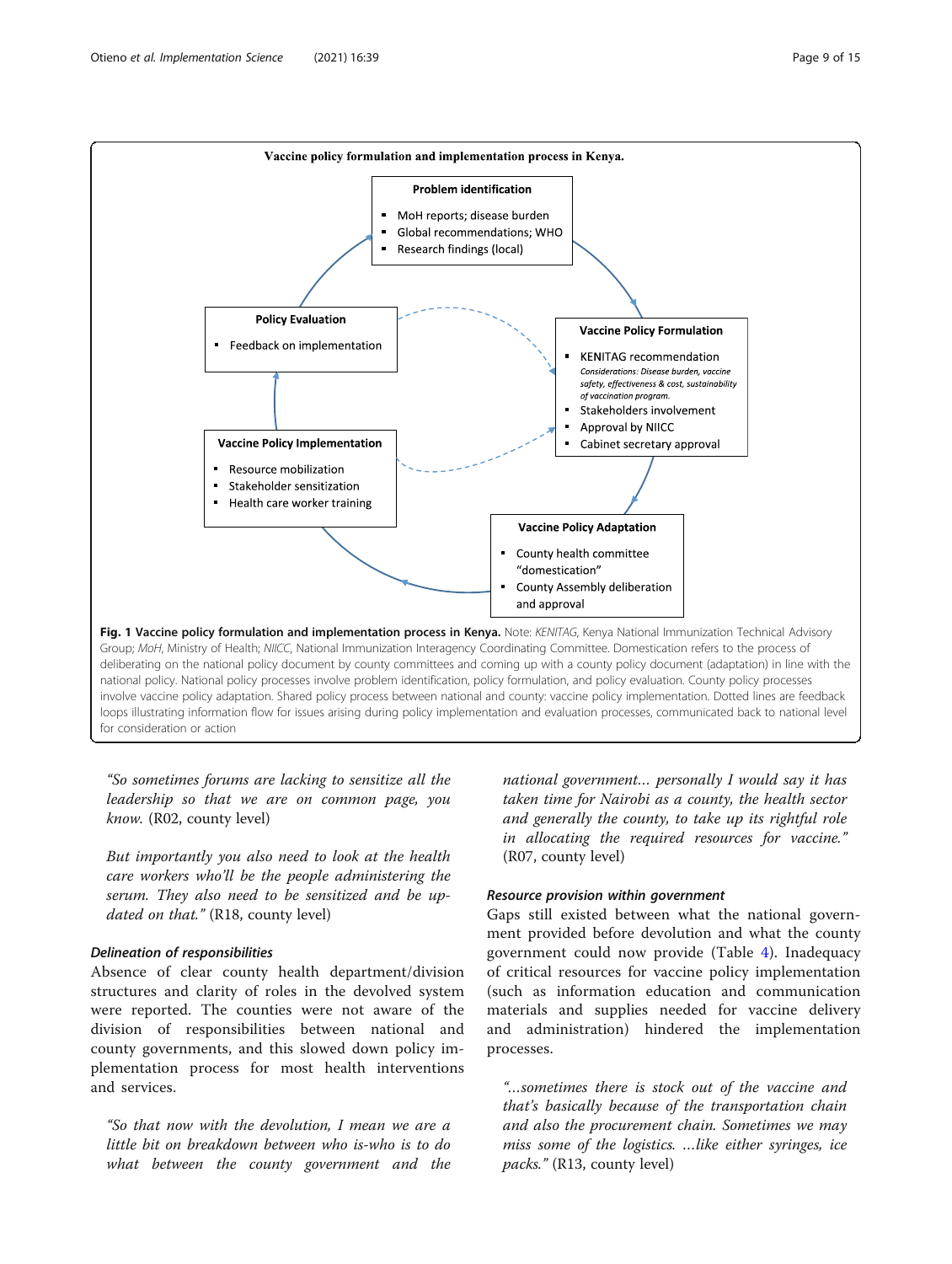**Vaccine policy formulation and implementation process in Kenya.**

**Problem identification**

- MoH reports; disease burden
- Global recommendations; WHO
- Research findings (local)

**Vaccine Policy Formulation**

- KENITAG recommendation
  *Considerations: Disease burden, vaccine safety, effectiveness & cost, sustainability of vaccination program.*
- Stakeholders involvement
- Approval by NIICC
- Cabinet secretary approval

**Vaccine Policy Adaptation**

- County health committee "domestication"
- County Assembly deliberation and approval

**Vaccine Policy Implementation**

- Resource mobilization
- Stakeholder sensitization
- Health care worker training

**Policy Evaluation**

- Feedback on implementation

**Fig. 1 Vaccine policy formulation and implementation process in Kenya.** Note: *KENITAG*, Kenya National Immunization Technical Advisory Group; *MoH*, Ministry of Health; *NIICC*, National Immunization Interagency Coordinating Committee. Domestication refers to the process of deliberating on the national policy document by county committees and coming up with a county policy document (adaptation) in line with the national policy. National policy processes involve problem identification, policy formulation, and policy evaluation. County policy processes involve vaccine policy adaptation. Shared policy process between national and county: vaccine policy implementation. Dotted lines are feedback loops illustrating information flow for issues arising during policy implementation and evaluation processes, communicated back to national level for consideration or action

*"So sometimes forums are lacking to sensitize all the leadership so that we are on common page, you know.* (R02, county level)

*But importantly you also need to look at the health care workers who'll be the people administering the serum. They also need to be sensitized and be updated on that."* (R18, county level)

### *Delineation of responsibilities*

Absence of clear county health department/division structures and clarity of roles in the devolved system were reported. The counties were not aware of the division of responsibilities between national and county governments, and this slowed down policy implementation process for most health interventions and services.

*"So that now with the devolution, I mean we are a little bit on breakdown between who is-who is to do what between the county government and the national government... personally I would say it has taken time for Nairobi as a county, the health sector and generally the county, to take up its rightful role in allocating the required resources for vaccine."* (R07, county level)

### *Resource provision within government*

Gaps still existed between what the national government provided before devolution and what the county government could now provide (Table 4). Inadequacy of critical resources for vaccine policy implementation (such as information education and communication materials and supplies needed for vaccine delivery and administration) hindered the implementation processes.

*"...sometimes there is stock out of the vaccine and that's basically because of the transportation chain and also the procurement chain. Sometimes we may miss some of the logistics. ...like either syringes, ice packs."* (R13, county level)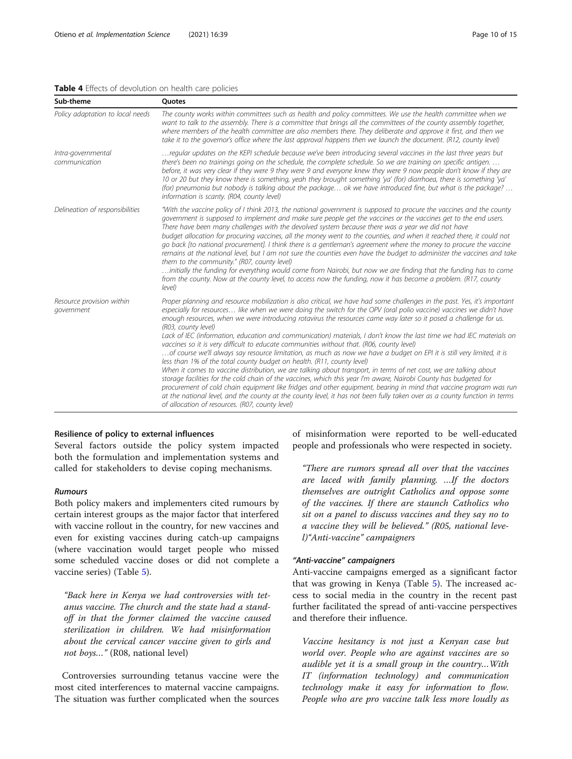**Table 4** Effects of devolution on health care policies

| Sub-theme | Quotes |
| --- | --- |
| *Policy adaptation to local needs* | *The county works within committees such as health and policy committees. We use the health committee when we want to talk to the assembly. There is a committee that brings all the committees of the county assembly together, where members of the health committee are also members there. They deliberate and approve it first, and then we take it to the governor's office where the last approval happens then we launch the document. (R12, county level)* |
| *Intra-governmental communication* | *…regular updates on the KEPI schedule because we've been introducing several vaccines in the last three years but there's been no trainings going on the schedule, the complete schedule. So we are training on specific antigen. … before, it was very clear if they were 9 they were 9 and everyone knew they were 9 now people don't know if they are 10 or 20 but they know there is something, yeah they brought something 'ya' (for) diarrhoea, there is something 'ya' (for) pneumonia but nobody is talking about the package… ok we have introduced fine, but what is the package? … information is scanty. (R04, county level)* |
| *Delineation of responsibilities* | *"With the vaccine policy of I think 2013, the national government is supposed to procure the vaccines and the county government is supposed to implement and make sure people get the vaccines or the vaccines get to the end users. There have been many challenges with the devolved system because there was a year we did not have budget allocation for procuring vaccines, all the money went to the counties, and when it reached there, it could not go back [to national procurement]. I think there is a gentleman's agreement where the money to procure the vaccine remains at the national level, but I am not sure the counties even have the budget to administer the vaccines and take them to the community." (R07, county level)* <br> *…initially the funding for everything would come from Nairobi, but now we are finding that the funding has to come from the county. Now at the county level, to access now the funding, now it has become a problem. (R17, county level)* |
| *Resource provision within government* | *Proper planning and resource mobilization is also critical, we have had some challenges in the past. Yes, it's important especially for resources… like when we were doing the switch for the OPV (oral polio vaccine) vaccines we didn't have enough resources, when we were introducing rotavirus the resources came way later so it posed a challenge for us. (R03, county level)* <br> *Lack of IEC (information, education and communication) materials, I don't know the last time we had IEC materials on vaccines so it is very difficult to educate communities without that. (R06, county level)* <br> *…of course we'll always say resource limitation, as much as now we have a budget on EPI it is still very limited, it is less than 1% of the total county budget on health. (R11, county level)* <br> *When it comes to vaccine distribution, we are talking about transport, in terms of net cost, we are talking about storage facilities for the cold chain of the vaccines, which this year I'm aware, Nairobi County has budgeted for procurement of cold chain equipment like fridges and other equipment, bearing in mind that vaccine program was run at the national level, and the county at the county level, it has not been fully taken over as a county function in terms of allocation of resources. (R07, county level)* |

### Resilience of policy to external influences

Several factors outside the policy system impacted both the formulation and implementation systems and called for stakeholders to devise coping mechanisms.

#### *Rumours*

Both policy makers and implementers cited rumours by certain interest groups as the major factor that interfered with vaccine rollout in the country, for new vaccines and even for existing vaccines during catch-up campaigns (where vaccination would target people who missed some scheduled vaccine doses or did not complete a vaccine series) (Table 5).

> *"Back here in Kenya we had controversies with tetanus vaccine. The church and the state had a stand-off in that the former claimed the vaccine caused sterilization in children. We had misinformation about the cervical cancer vaccine given to girls and not boys…"* (R08, national level)

Controversies surrounding tetanus vaccine were the most cited interferences to maternal vaccine campaigns. The situation was further complicated when the sources of misinformation were reported to be well-educated people and professionals who were respected in society.

> *"There are rumors spread all over that the vaccines are laced with family planning. …If the doctors themselves are outright Catholics and oppose some of the vaccines. If there are staunch Catholics who sit on a panel to discuss vaccines and they say no to a vaccine they will be believed."* (R05, national level)"Anti-vaccine" campaigners

#### *"Anti-vaccine" campaigners*

Anti-vaccine campaigns emerged as a significant factor that was growing in Kenya (Table 5). The increased access to social media in the country in the recent past further facilitated the spread of anti-vaccine perspectives and therefore their influence.

> *Vaccine hesitancy is not just a Kenyan case but world over. People who are against vaccines are so audible yet it is a small group in the country…With IT (information technology) and communication technology make it easy for information to flow. People who are pro vaccine talk less more loudly as*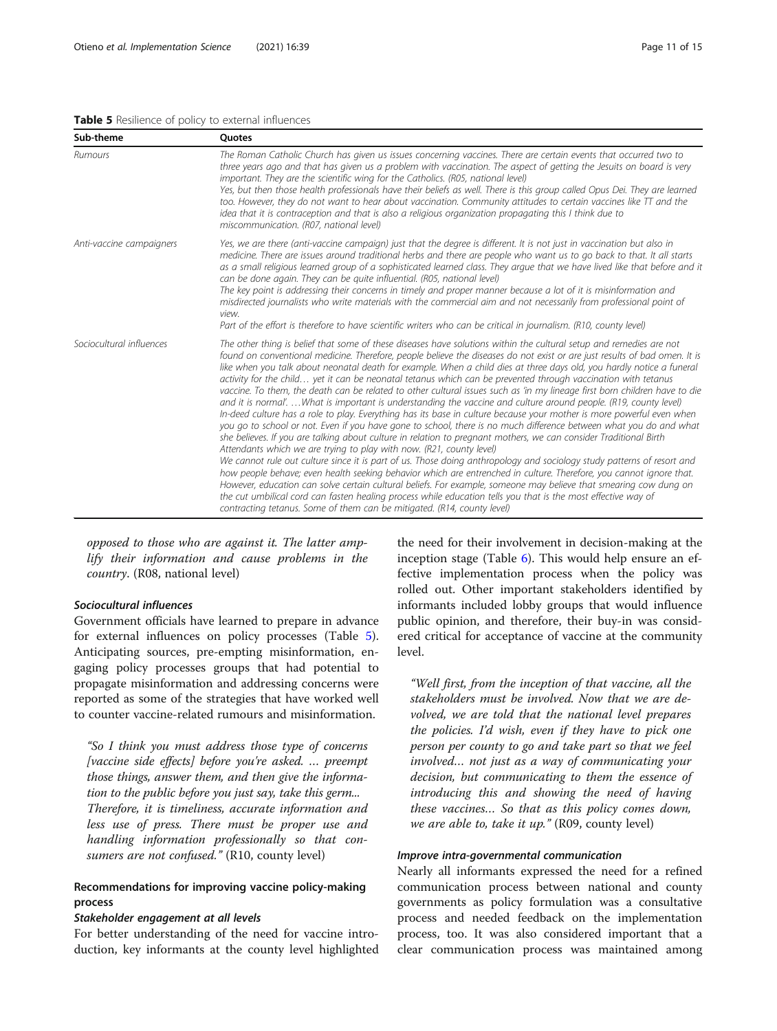**Table 5** Resilience of policy to external influences

| Sub-theme | Quotes |
|---|---|
| *Rumours* | *The Roman Catholic Church has given us issues concerning vaccines. There are certain events that occurred two to three years ago and that has given us a problem with vaccination. The aspect of getting the Jesuits on board is very important. They are the scientific wing for the Catholics. (R05, national level)* <br> *Yes, but then those health professionals have their beliefs as well. There is this group called Opus Dei. They are learned too. However, they do not want to hear about vaccination. Community attitudes to certain vaccines like TT and the idea that it is contraception and that is also a religious organization propagating this I think due to miscommunication. (R07, national level)* |
| *Anti-vaccine campaigners* | *Yes, we are there (anti-vaccine campaign) just that the degree is different. It is not just in vaccination but also in medicine. There are issues around traditional herbs and there are people who want us to go back to that. It all starts as a small religious learned group of a sophisticated learned class. They argue that we have lived like that before and it can be done again. They can be quite influential. (R05, national level)* <br> *The key point is addressing their concerns in timely and proper manner because a lot of it is misinformation and misdirected journalists who write materials with the commercial aim and not necessarily from professional point of view.* <br> *Part of the effort is therefore to have scientific writers who can be critical in journalism. (R10, county level)* |
| *Sociocultural influences* | *The other thing is belief that some of these diseases have solutions within the cultural setup and remedies are not found on conventional medicine. Therefore, people believe the diseases do not exist or are just results of bad omen. It is like when you talk about neonatal death for example. When a child dies at three days old, you hardly notice a funeral activity for the child… yet it can be neonatal tetanus which can be prevented through vaccination with tetanus vaccine. To them, the death can be related to other cultural issues such as 'in my lineage first born children have to die and it is normal'. …What is important is understanding the vaccine and culture around people. (R19, county level)* <br> *In-deed culture has a role to play. Everything has its base in culture because your mother is more powerful even when you go to school or not. Even if you have gone to school, there is no much difference between what you do and what she believes. If you are talking about culture in relation to pregnant mothers, we can consider Traditional Birth Attendants which we are trying to play with now. (R21, county level)* <br> *We cannot rule out culture since it is part of us. Those doing anthropology and sociology study patterns of resort and how people behave; even health seeking behavior which are entrenched in culture. Therefore, you cannot ignore that. However, education can solve certain cultural beliefs. For example, someone may believe that smearing cow dung on the cut umbilical cord can fasten healing process while education tells you that is the most effective way of contracting tetanus. Some of them can be mitigated. (R14, county level)* |

*opposed to those who are against it. The latter amplify their information and cause problems in the country*. (R08, national level)

#### *Sociocultural influences*

Government officials have learned to prepare in advance for external influences on policy processes (Table 5). Anticipating sources, pre-empting misinformation, engaging policy processes groups that had potential to propagate misinformation and addressing concerns were reported as some of the strategies that have worked well to counter vaccine-related rumours and misinformation.

> *"So I think you must address those type of concerns [vaccine side effects] before you're asked. … preempt those things, answer them, and then give the information to the public before you just say, take this germ... Therefore, it is timeliness, accurate information and less use of press. There must be proper use and handling information professionally so that consumers are not confused."* (R10, county level)

### Recommendations for improving vaccine policy-making process

#### *Stakeholder engagement at all levels*

For better understanding of the need for vaccine introduction, key informants at the county level highlighted the need for their involvement in decision-making at the inception stage (Table 6). This would help ensure an effective implementation process when the policy was rolled out. Other important stakeholders identified by informants included lobby groups that would influence public opinion, and therefore, their buy-in was considered critical for acceptance of vaccine at the community level.

> *"Well first, from the inception of that vaccine, all the stakeholders must be involved. Now that we are devolved, we are told that the national level prepares the policies. I'd wish, even if they have to pick one person per county to go and take part so that we feel involved… not just as a way of communicating your decision, but communicating to them the essence of introducing this and showing the need of having these vaccines… So that as this policy comes down, we are able to, take it up."* (R09, county level)

#### *Improve intra-governmental communication*

Nearly all informants expressed the need for a refined communication process between national and county governments as policy formulation was a consultative process and needed feedback on the implementation process, too. It was also considered important that a clear communication process was maintained among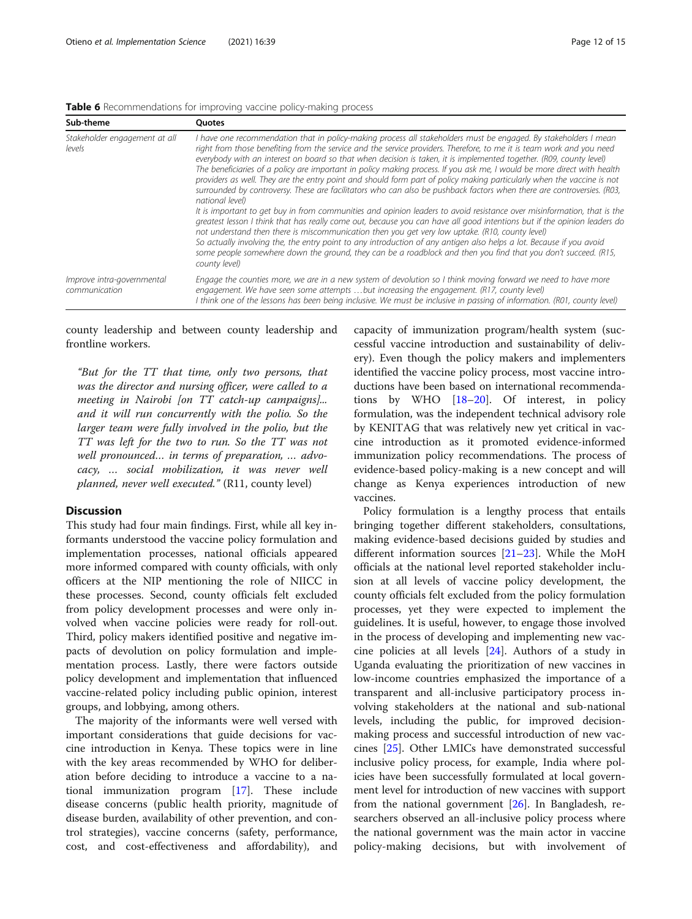**Table 6** Recommendations for improving vaccine policy-making process

| Sub-theme | Quotes |
| --- | --- |
| Stakeholder engagement at all levels | *I have one recommendation that in policy-making process all stakeholders must be engaged. By stakeholders I mean right from those benefiting from the service and the service providers. Therefore, to me it is team work and you need everybody with an interest on board so that when decision is taken, it is implemented together. (R09, county level)* *The beneficiaries of a policy are important in policy making process. If you ask me, I would be more direct with health providers as well. They are the entry point and should form part of policy making particularly when the vaccine is not surrounded by controversy. These are facilitators who can also be pushback factors when there are controversies. (R03, national level)* *It is important to get buy in from communities and opinion leaders to avoid resistance over misinformation, that is the greatest lesson I think that has really come out, because you can have all good intentions but if the opinion leaders do not understand then there is miscommunication then you get very low uptake. (R10, county level)* *So actually involving the, the entry point to any introduction of any antigen also helps a lot. Because if you avoid some people somewhere down the ground, they can be a roadblock and then you find that you don't succeed. (R15, county level)* |
| Improve intra-governmental communication | *Engage the counties more, we are in a new system of devolution so I think moving forward we need to have more engagement. We have seen some attempts …but increasing the engagement. (R17, county level)* *I think one of the lessons has been being inclusive. We must be inclusive in passing of information. (R01, county level)* |

county leadership and between county leadership and frontline workers.

> *"But for the TT that time, only two persons, that was the director and nursing officer, were called to a meeting in Nairobi [on TT catch-up campaigns]... and it will run concurrently with the polio. So the larger team were fully involved in the polio, but the TT was left for the two to run. So the TT was not well pronounced… in terms of preparation, … advocacy, … social mobilization, it was never well planned, never well executed."* (R11, county level)

## Discussion

This study had four main findings. First, while all key informants understood the vaccine policy formulation and implementation processes, national officials appeared more informed compared with county officials, with only officers at the NIP mentioning the role of NIICC in these processes. Second, county officials felt excluded from policy development processes and were only involved when vaccine policies were ready for roll-out. Third, policy makers identified positive and negative impacts of devolution on policy formulation and implementation process. Lastly, there were factors outside policy development and implementation that influenced vaccine-related policy including public opinion, interest groups, and lobbying, among others.

The majority of the informants were well versed with important considerations that guide decisions for vaccine introduction in Kenya. These topics were in line with the key areas recommended by WHO for deliberation before deciding to introduce a vaccine to a national immunization program [17]. These include disease concerns (public health priority, magnitude of disease burden, availability of other prevention, and control strategies), vaccine concerns (safety, performance, cost, and cost-effectiveness and affordability), and capacity of immunization program/health system (successful vaccine introduction and sustainability of delivery). Even though the policy makers and implementers identified the vaccine policy process, most vaccine introductions have been based on international recommendations by WHO [18–20]. Of interest, in policy formulation, was the independent technical advisory role by KENITAG that was relatively new yet critical in vaccine introduction as it promoted evidence-informed immunization policy recommendations. The process of evidence-based policy-making is a new concept and will change as Kenya experiences introduction of new vaccines.

Policy formulation is a lengthy process that entails bringing together different stakeholders, consultations, making evidence-based decisions guided by studies and different information sources [21–23]. While the MoH officials at the national level reported stakeholder inclusion at all levels of vaccine policy development, the county officials felt excluded from the policy formulation processes, yet they were expected to implement the guidelines. It is useful, however, to engage those involved in the process of developing and implementing new vaccine policies at all levels [24]. Authors of a study in Uganda evaluating the prioritization of new vaccines in low-income countries emphasized the importance of a transparent and all-inclusive participatory process involving stakeholders at the national and sub-national levels, including the public, for improved decision-making process and successful introduction of new vaccines [25]. Other LMICs have demonstrated successful inclusive policy process, for example, India where policies have been successfully formulated at local government level for introduction of new vaccines with support from the national government [26]. In Bangladesh, researchers observed an all-inclusive policy process where the national government was the main actor in vaccine policy-making decisions, but with involvement of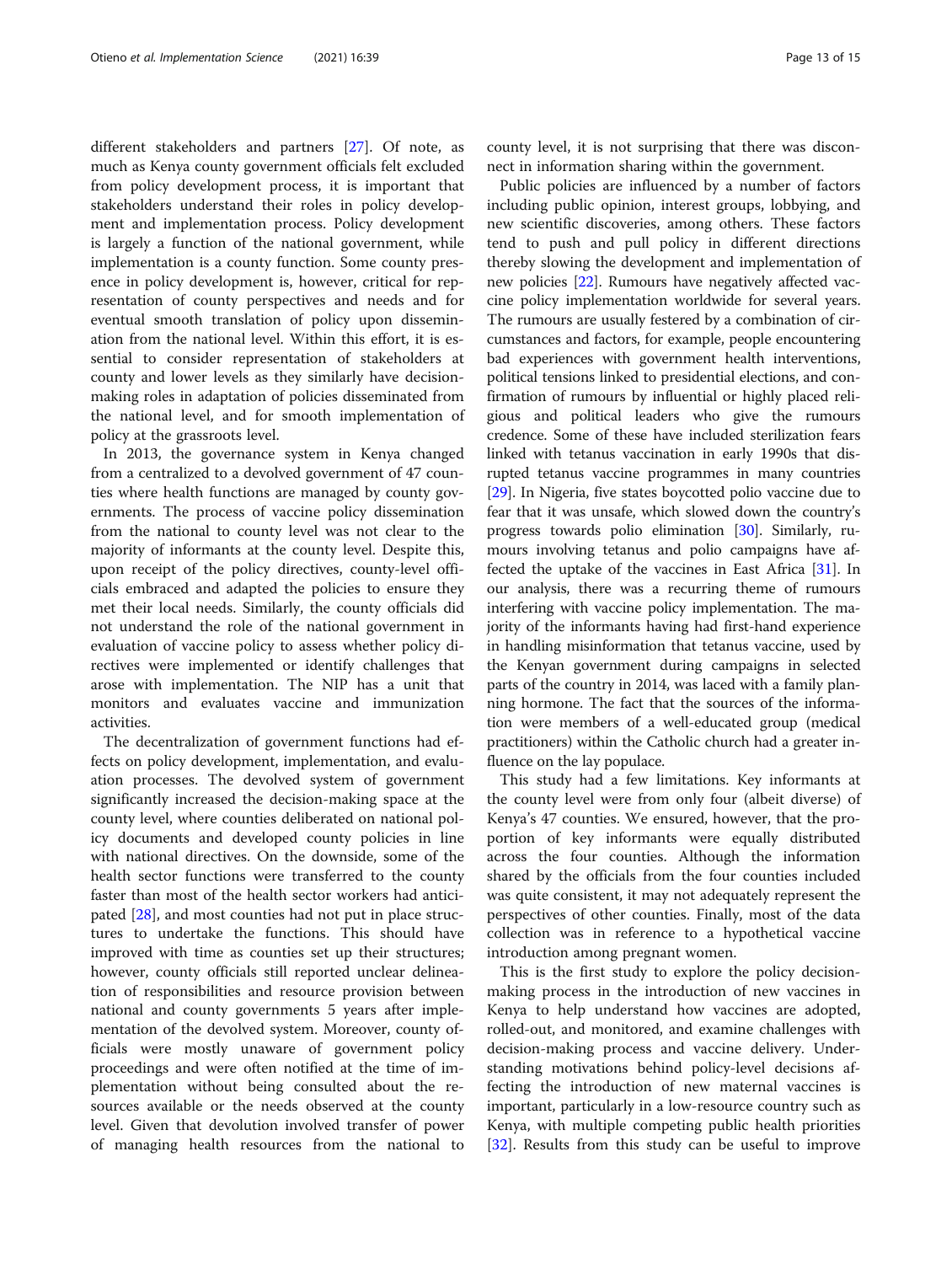different stakeholders and partners [27]. Of note, as much as Kenya county government officials felt excluded from policy development process, it is important that stakeholders understand their roles in policy development and implementation process. Policy development is largely a function of the national government, while implementation is a county function. Some county presence in policy development is, however, critical for representation of county perspectives and needs and for eventual smooth translation of policy upon dissemination from the national level. Within this effort, it is essential to consider representation of stakeholders at county and lower levels as they similarly have decision-making roles in adaptation of policies disseminated from the national level, and for smooth implementation of policy at the grassroots level.

In 2013, the governance system in Kenya changed from a centralized to a devolved government of 47 counties where health functions are managed by county governments. The process of vaccine policy dissemination from the national to county level was not clear to the majority of informants at the county level. Despite this, upon receipt of the policy directives, county-level officials embraced and adapted the policies to ensure they met their local needs. Similarly, the county officials did not understand the role of the national government in evaluation of vaccine policy to assess whether policy directives were implemented or identify challenges that arose with implementation. The NIP has a unit that monitors and evaluates vaccine and immunization activities.

The decentralization of government functions had effects on policy development, implementation, and evaluation processes. The devolved system of government significantly increased the decision-making space at the county level, where counties deliberated on national policy documents and developed county policies in line with national directives. On the downside, some of the health sector functions were transferred to the county faster than most of the health sector workers had anticipated [28], and most counties had not put in place structures to undertake the functions. This should have improved with time as counties set up their structures; however, county officials still reported unclear delineation of responsibilities and resource provision between national and county governments 5 years after implementation of the devolved system. Moreover, county officials were mostly unaware of government policy proceedings and were often notified at the time of implementation without being consulted about the resources available or the needs observed at the county level. Given that devolution involved transfer of power of managing health resources from the national to county level, it is not surprising that there was disconnect in information sharing within the government.

Public policies are influenced by a number of factors including public opinion, interest groups, lobbying, and new scientific discoveries, among others. These factors tend to push and pull policy in different directions thereby slowing the development and implementation of new policies [22]. Rumours have negatively affected vaccine policy implementation worldwide for several years. The rumours are usually festered by a combination of circumstances and factors, for example, people encountering bad experiences with government health interventions, political tensions linked to presidential elections, and confirmation of rumours by influential or highly placed religious and political leaders who give the rumours credence. Some of these have included sterilization fears linked with tetanus vaccination in early 1990s that disrupted tetanus vaccine programmes in many countries [29]. In Nigeria, five states boycotted polio vaccine due to fear that it was unsafe, which slowed down the country's progress towards polio elimination [30]. Similarly, rumours involving tetanus and polio campaigns have affected the uptake of the vaccines in East Africa [31]. In our analysis, there was a recurring theme of rumours interfering with vaccine policy implementation. The majority of the informants having had first-hand experience in handling misinformation that tetanus vaccine, used by the Kenyan government during campaigns in selected parts of the country in 2014, was laced with a family planning hormone. The fact that the sources of the information were members of a well-educated group (medical practitioners) within the Catholic church had a greater influence on the lay populace.

This study had a few limitations. Key informants at the county level were from only four (albeit diverse) of Kenya's 47 counties. We ensured, however, that the proportion of key informants were equally distributed across the four counties. Although the information shared by the officials from the four counties included was quite consistent, it may not adequately represent the perspectives of other counties. Finally, most of the data collection was in reference to a hypothetical vaccine introduction among pregnant women.

This is the first study to explore the policy decision-making process in the introduction of new vaccines in Kenya to help understand how vaccines are adopted, rolled-out, and monitored, and examine challenges with decision-making process and vaccine delivery. Understanding motivations behind policy-level decisions affecting the introduction of new maternal vaccines is important, particularly in a low-resource country such as Kenya, with multiple competing public health priorities [32]. Results from this study can be useful to improve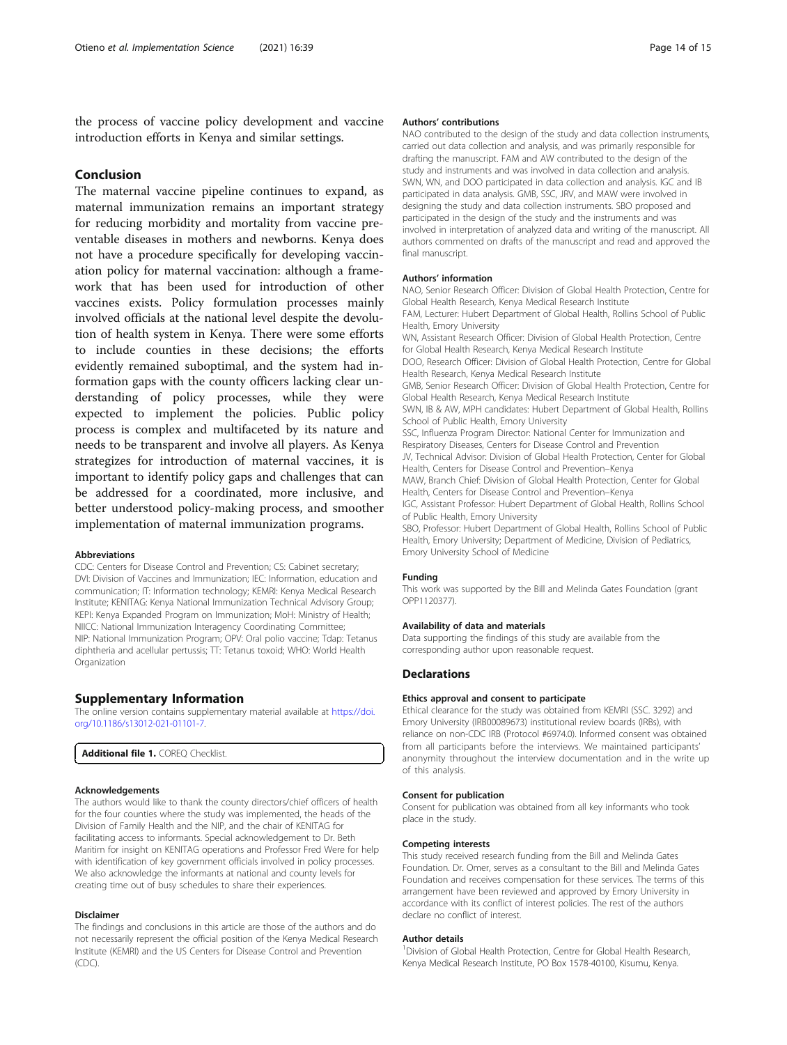the process of vaccine policy development and vaccine introduction efforts in Kenya and similar settings.

## Conclusion

The maternal vaccine pipeline continues to expand, as maternal immunization remains an important strategy for reducing morbidity and mortality from vaccine preventable diseases in mothers and newborns. Kenya does not have a procedure specifically for developing vaccination policy for maternal vaccination: although a framework that has been used for introduction of other vaccines exists. Policy formulation processes mainly involved officials at the national level despite the devolution of health system in Kenya. There were some efforts to include counties in these decisions; the efforts evidently remained suboptimal, and the system had information gaps with the county officers lacking clear understanding of policy processes, while they were expected to implement the policies. Public policy process is complex and multifaceted by its nature and needs to be transparent and involve all players. As Kenya strategizes for introduction of maternal vaccines, it is important to identify policy gaps and challenges that can be addressed for a coordinated, more inclusive, and better understood policy-making process, and smoother implementation of maternal immunization programs.

#### Abbreviations

CDC: Centers for Disease Control and Prevention; CS: Cabinet secretary; DVI: Division of Vaccines and Immunization; IEC: Information, education and communication; IT: Information technology; KEMRI: Kenya Medical Research Institute; KENITAG: Kenya National Immunization Technical Advisory Group; KEPI: Kenya Expanded Program on Immunization; MoH: Ministry of Health; NIICC: National Immunization Interagency Coordinating Committee; NIP: National Immunization Program; OPV: Oral polio vaccine; Tdap: Tetanus diphtheria and acellular pertussis; TT: Tetanus toxoid; WHO: World Health Organization

## Supplementary Information

The online version contains supplementary material available at https://doi.org/10.1186/s13012-021-01101-7.

**Additional file 1.** COREQ Checklist.

#### Acknowledgements

The authors would like to thank the county directors/chief officers of health for the four counties where the study was implemented, the heads of the Division of Family Health and the NIP, and the chair of KENITAG for facilitating access to informants. Special acknowledgement to Dr. Beth Maritim for insight on KENITAG operations and Professor Fred Were for help with identification of key government officials involved in policy processes. We also acknowledge the informants at national and county levels for creating time out of busy schedules to share their experiences.

#### Disclaimer

The findings and conclusions in this article are those of the authors and do not necessarily represent the official position of the Kenya Medical Research Institute (KEMRI) and the US Centers for Disease Control and Prevention (CDC).

#### Authors' contributions

NAO contributed to the design of the study and data collection instruments, carried out data collection and analysis, and was primarily responsible for drafting the manuscript. FAM and AW contributed to the design of the study and instruments and was involved in data collection and analysis. SWN, WN, and DOO participated in data collection and analysis. IGC and IB participated in data analysis. GMB, SSC, JRV, and MAW were involved in designing the study and data collection instruments. SBO proposed and participated in the design of the study and the instruments and was involved in interpretation of analyzed data and writing of the manuscript. All authors commented on drafts of the manuscript and read and approved the final manuscript.

#### Authors' information

NAO, Senior Research Officer: Division of Global Health Protection, Centre for Global Health Research, Kenya Medical Research Institute
FAM, Lecturer: Hubert Department of Global Health, Rollins School of Public Health, Emory University
WN, Assistant Research Officer: Division of Global Health Protection, Centre for Global Health Research, Kenya Medical Research Institute
DOO, Research Officer: Division of Global Health Protection, Centre for Global Health Research, Kenya Medical Research Institute
GMB, Senior Research Officer: Division of Global Health Protection, Centre for Global Health Research, Kenya Medical Research Institute
SWN, IB & AW, MPH candidates: Hubert Department of Global Health, Rollins School of Public Health, Emory University
SSC, Influenza Program Director: National Center for Immunization and Respiratory Diseases, Centers for Disease Control and Prevention
JV, Technical Advisor: Division of Global Health Protection, Center for Global Health, Centers for Disease Control and Prevention–Kenya
MAW, Branch Chief: Division of Global Health Protection, Center for Global Health, Centers for Disease Control and Prevention–Kenya
IGC, Assistant Professor: Hubert Department of Global Health, Rollins School of Public Health, Emory University
SBO, Professor: Hubert Department of Global Health, Rollins School of Public Health, Emory University; Department of Medicine, Division of Pediatrics, Emory University School of Medicine

#### Funding

This work was supported by the Bill and Melinda Gates Foundation (grant OPP1120377).

#### Availability of data and materials

Data supporting the findings of this study are available from the corresponding author upon reasonable request.

## Declarations

#### Ethics approval and consent to participate

Ethical clearance for the study was obtained from KEMRI (SSC. 3292) and Emory University (IRB00089673) institutional review boards (IRBs), with reliance on non-CDC IRB (Protocol #6974.0). Informed consent was obtained from all participants before the interviews. We maintained participants' anonymity throughout the interview documentation and in the write up of this analysis.

#### Consent for publication

Consent for publication was obtained from all key informants who took place in the study.

#### Competing interests

This study received research funding from the Bill and Melinda Gates Foundation. Dr. Omer, serves as a consultant to the Bill and Melinda Gates Foundation and receives compensation for these services. The terms of this arrangement have been reviewed and approved by Emory University in accordance with its conflict of interest policies. The rest of the authors declare no conflict of interest.

#### Author details

[1]Division of Global Health Protection, Centre for Global Health Research, Kenya Medical Research Institute, PO Box 1578-40100, Kisumu, Kenya.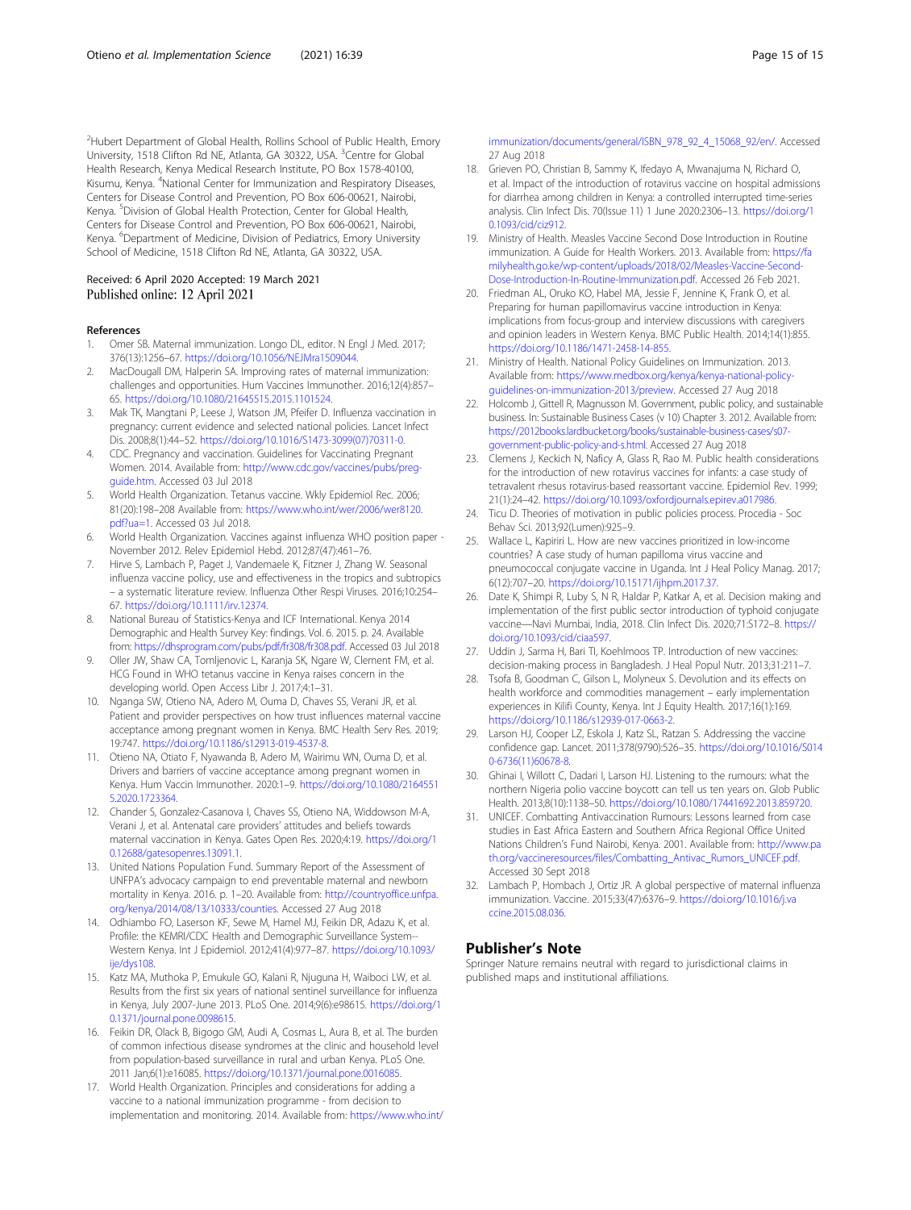[2]Hubert Department of Global Health, Rollins School of Public Health, Emory University, 1518 Clifton Rd NE, Atlanta, GA 30322, USA. [3]Centre for Global Health Research, Kenya Medical Research Institute, PO Box 1578-40100, Kisumu, Kenya. [4]National Center for Immunization and Respiratory Diseases, Centers for Disease Control and Prevention, PO Box 606-00621, Nairobi, Kenya. [5]Division of Global Health Protection, Center for Global Health, Centers for Disease Control and Prevention, PO Box 606-00621, Nairobi, Kenya. [6]Department of Medicine, Division of Pediatrics, Emory University School of Medicine, 1518 Clifton Rd NE, Atlanta, GA 30322, USA.

Received: 6 April 2020 Accepted: 19 March 2021
Published online: 12 April 2021

## References

1. Omer SB. Maternal immunization. Longo DL, editor. N Engl J Med. 2017; 376(13):1256–67. https://doi.org/10.1056/NEJMra1509044.
2. MacDougall DM, Halperin SA. Improving rates of maternal immunization: challenges and opportunities. Hum Vaccines Immunother. 2016;12(4):857–65. https://doi.org/10.1080/21645515.2015.1101524.
3. Mak TK, Mangtani P, Leese J, Watson JM, Pfeifer D. Influenza vaccination in pregnancy: current evidence and selected national policies. Lancet Infect Dis. 2008;8(1):44–52. https://doi.org/10.1016/S1473-3099(07)70311-0.
4. CDC. Pregnancy and vaccination. Guidelines for Vaccinating Pregnant Women. 2014. Available from: http://www.cdc.gov/vaccines/pubs/preg-guide.htm. Accessed 03 Jul 2018
5. World Health Organization. Tetanus vaccine. Wkly Epidemiol Rec. 2006; 81(20):198–208 Available from: https://www.who.int/wer/2006/wer8120.pdf?ua=1. Accessed 03 Jul 2018.
6. World Health Organization. Vaccines against influenza WHO position paper - November 2012. Relev Epidemiol Hebd. 2012;87(47):461–76.
7. Hirve S, Lambach P, Paget J, Vandemaele K, Fitzner J, Zhang W. Seasonal influenza vaccine policy, use and effectiveness in the tropics and subtropics – a systematic literature review. Influenza Other Respi Viruses. 2016;10:254–67. https://doi.org/10.1111/irv.12374.
8. National Bureau of Statistics-Kenya and ICF International. Kenya 2014 Demographic and Health Survey Key: findings. Vol. 6. 2015. p. 24. Available from: https://dhsprogram.com/pubs/pdf/fr308/fr308.pdf. Accessed 03 Jul 2018
9. Oller JW, Shaw CA, Tomljenovic L, Karanja SK, Ngare W, Clement FM, et al. HCG Found in WHO tetanus vaccine in Kenya raises concern in the developing world. Open Access Libr J. 2017;4:1–31.
10. Nganga SW, Otieno NA, Adero M, Ouma D, Chaves SS, Verani JR, et al. Patient and provider perspectives on how trust influences maternal vaccine acceptance among pregnant women in Kenya. BMC Health Serv Res. 2019; 19:747. https://doi.org/10.1186/s12913-019-4537-8.
11. Otieno NA, Otiato F, Nyawanda B, Adero M, Wairimu WN, Ouma D, et al. Drivers and barriers of vaccine acceptance among pregnant women in Kenya. Hum Vaccin Immunother. 2020:1–9. https://doi.org/10.1080/21645515.2020.1723364.
12. Chander S, Gonzalez-Casanova I, Chaves SS, Otieno NA, Widdowson M-A, Verani J, et al. Antenatal care providers' attitudes and beliefs towards maternal vaccination in Kenya. Gates Open Res. 2020;4:19. https://doi.org/10.12688/gatesopenres.13091.1.
13. United Nations Population Fund. Summary Report of the Assessment of UNFPA's advocacy campaign to end preventable maternal and newborn mortality in Kenya. 2016. p. 1–20. Available from: http://countryoffice.unfpa.org/kenya/2014/08/13/10333/counties. Accessed 27 Aug 2018
14. Odhiambo FO, Laserson KF, Sewe M, Hamel MJ, Feikin DR, Adazu K, et al. Profile: the KEMRI/CDC Health and Demographic Surveillance System--Western Kenya. Int J Epidemiol. 2012;41(4):977–87. https://doi.org/10.1093/ije/dys108.
15. Katz MA, Muthoka P, Emukule GO, Kalani R, Njuguna H, Waiboci LW, et al. Results from the first six years of national sentinel surveillance for influenza in Kenya, July 2007-June 2013. PLoS One. 2014;9(6):e98615. https://doi.org/10.1371/journal.pone.0098615.
16. Feikin DR, Olack B, Bigogo GM, Audi A, Cosmas L, Aura B, et al. The burden of common infectious disease syndromes at the clinic and household level from population-based surveillance in rural and urban Kenya. PLoS One. 2011 Jan;6(1):e16085. https://doi.org/10.1371/journal.pone.0016085.
17. World Health Organization. Principles and considerations for adding a vaccine to a national immunization programme - from decision to implementation and monitoring. 2014. Available from: https://www.who.int/immunization/documents/general/ISBN_978_92_4_15068_92/en/. Accessed 27 Aug 2018
18. Grieven PO, Christian B, Sammy K, Ifedayo A, Mwanajuma N, Richard O, et al. Impact of the introduction of rotavirus vaccine on hospital admissions for diarrhea among children in Kenya: a controlled interrupted time-series analysis. Clin Infect Dis. 70(Issue 11) 1 June 2020:2306–13. https://doi.org/10.1093/cid/ciz912.
19. Ministry of Health. Measles Vaccine Second Dose Introduction in Routine immunization. A Guide for Health Workers. 2013. Available from: https://familyhealth.go.ke/wp-content/uploads/2018/02/Measles-Vaccine-Second-Dose-Introduction-In-Routine-Immunization.pdf. Accessed 26 Feb 2021.
20. Friedman AL, Oruko KO, Habel MA, Jessie F, Jennine K, Frank O, et al. Preparing for human papillomavirus vaccine introduction in Kenya: implications from focus-group and interview discussions with caregivers and opinion leaders in Western Kenya. BMC Public Health. 2014;14(1):855. https://doi.org/10.1186/1471-2458-14-855.
21. Ministry of Health. National Policy Guidelines on Immunization. 2013. Available from: https://www.medbox.org/kenya/kenya-national-policy-guidelines-on-immunization-2013/preview. Accessed 27 Aug 2018
22. Holcomb J, Gittell R, Magnusson M. Government, public policy, and sustainable business. In: Sustainable Business Cases (v 10) Chapter 3. 2012. Available from: https://2012books.lardbucket.org/books/sustainable-business-cases/s07-government-public-policy-and-s.html. Accessed 27 Aug 2018
23. Clemens J, Keckich N, Naficy A, Glass R, Rao M. Public health considerations for the introduction of new rotavirus vaccines for infants: a case study of tetravalent rhesus rotavirus-based reassortant vaccine. Epidemiol Rev. 1999; 21(1):24–42. https://doi.org/10.1093/oxfordjournals.epirev.a017986.
24. Ticu D. Theories of motivation in public policies process. Procedia - Soc Behav Sci. 2013;92(Lumen):925–9.
25. Wallace L, Kapiriri L. How are new vaccines prioritized in low-income countries? A case study of human papilloma virus vaccine and pneumococcal conjugate vaccine in Uganda. Int J Heal Policy Manag. 2017; 6(12):707–20. https://doi.org/10.15171/ijhpm.2017.37.
26. Date K, Shimpi R, Luby S, N R, Haldar P, Katkar A, et al. Decision making and implementation of the first public sector introduction of typhoid conjugate vaccine—Navi Mumbai, India, 2018. Clin Infect Dis. 2020;71:S172–8. https://doi.org/10.1093/cid/ciaa597.
27. Uddin J, Sarma H, Bari TI, Koehlmoos TP. Introduction of new vaccines: decision-making process in Bangladesh. J Heal Popul Nutr. 2013;31:211–7.
28. Tsofa B, Goodman C, Gilson L, Molyneux S. Devolution and its effects on health workforce and commodities management – early implementation experiences in Kilifi County, Kenya. Int J Equity Health. 2017;16(1):169. https://doi.org/10.1186/s12939-017-0663-2.
29. Larson HJ, Cooper LZ, Eskola J, Katz SL, Ratzan S. Addressing the vaccine confidence gap. Lancet. 2011;378(9790):526–35. https://doi.org/10.1016/S0140-6736(11)60678-8.
30. Ghinai I, Willott C, Dadari I, Larson HJ. Listening to the rumours: what the northern Nigeria polio vaccine boycott can tell us ten years on. Glob Public Health. 2013;8(10):1138–50. https://doi.org/10.1080/17441692.2013.859720.
31. UNICEF. Combatting Antivaccination Rumours: Lessons learned from case studies in East Africa Eastern and Southern Africa Regional Office United Nations Children's Fund Nairobi, Kenya. 2001. Available from: http://www.path.org/vaccineresources/files/Combatting_Antivac_Rumors_UNICEF.pdf. Accessed 30 Sept 2018
32. Lambach P, Hombach J, Ortiz JR. A global perspective of maternal influenza immunization. Vaccine. 2015;33(47):6376–9. https://doi.org/10.1016/j.vaccine.2015.08.036.

## Publisher's Note

Springer Nature remains neutral with regard to jurisdictional claims in published maps and institutional affiliations.